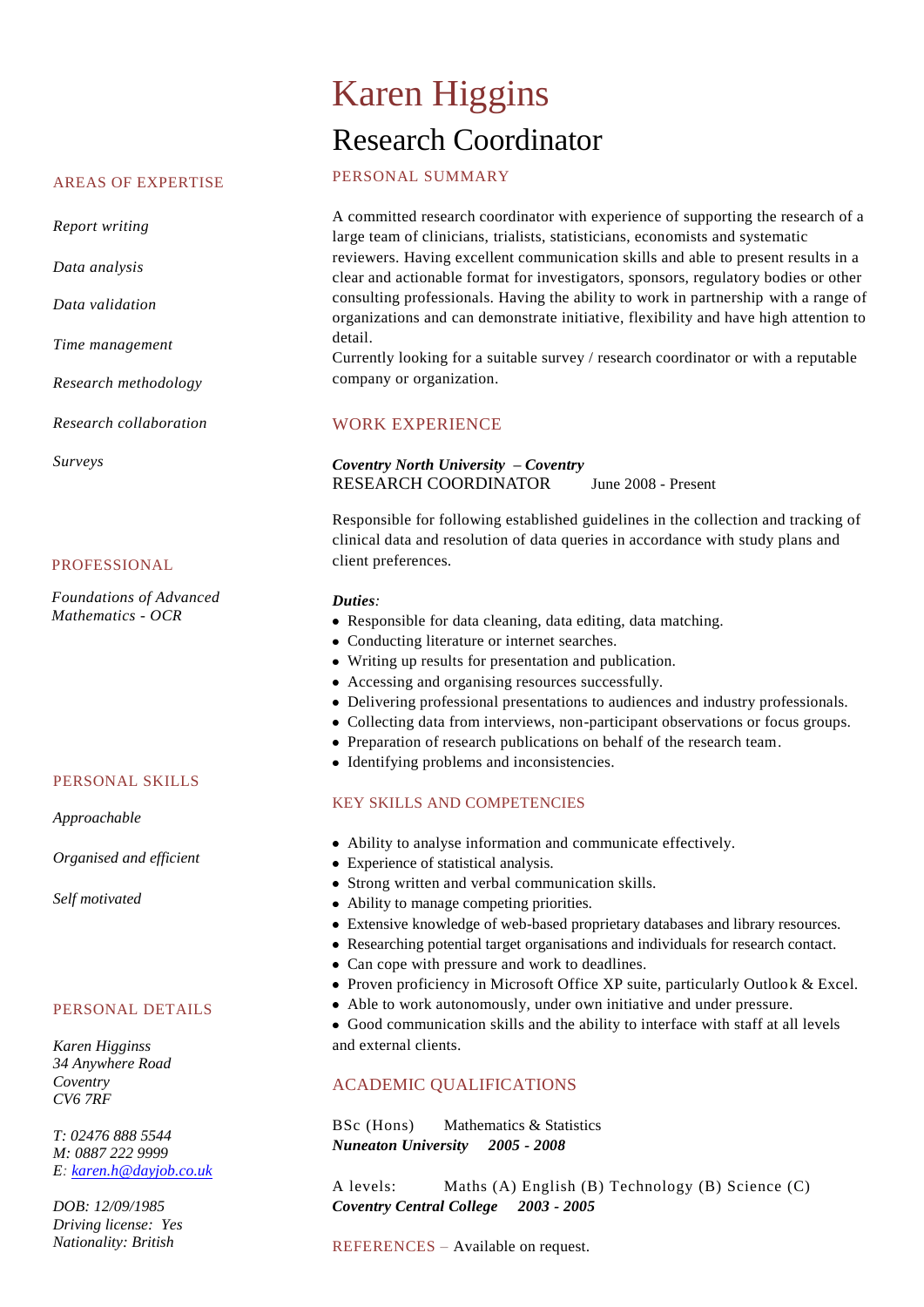# Karen Higgins

## Research Coordinator

### PERSONAL SUMMARY

A committed research coordinator with experience of supporting the research of a large team of clinicians, trialists, statisticians, economists and systematic reviewers. Having excellent communication skills and able to present results in a clear and actionable format for investigators, sponsors, regulatory bodies or other consulting professionals. Having the ability to work in partnership with a range of organizations and can demonstrate initiative, flexibility and have high attention to detail.
Currently looking for a suitable survey / research coordinator or with a reputable company or organization.

### WORK EXPERIENCE

***Coventry North University – Coventry***
RESEARCH COORDINATOR June 2008 - Present

Responsible for following established guidelines in the collection and tracking of clinical data and resolution of data queries in accordance with study plans and client preferences.

***Duties***:

- Responsible for data cleaning, data editing, data matching.
- Conducting literature or internet searches.
- Writing up results for presentation and publication.
- Accessing and organising resources successfully.
- Delivering professional presentations to audiences and industry professionals.
- Collecting data from interviews, non-participant observations or focus groups.
- Preparation of research publications on behalf of the research team.
- Identifying problems and inconsistencies.

### KEY SKILLS AND COMPETENCIES

- Ability to analyse information and communicate effectively.
- Experience of statistical analysis.
- Strong written and verbal communication skills.
- Ability to manage competing priorities.
- Extensive knowledge of web-based proprietary databases and library resources.
- Researching potential target organisations and individuals for research contact.
- Can cope with pressure and work to deadlines.
- Proven proficiency in Microsoft Office XP suite, particularly Outlook & Excel.
- Able to work autonomously, under own initiative and under pressure.
- Good communication skills and the ability to interface with staff at all levels and external clients.

### ACADEMIC QUALIFICATIONS

BSc (Hons) Mathematics & Statistics
***Nuneaton University 2005 - 2008***

A levels: Maths (A) English (B) Technology (B) Science (C)
***Coventry Central College 2003 - 2005***

REFERENCES – Available on request.

### AREAS OF EXPERTISE

*Report writing*

*Data analysis*

*Data validation*

*Time management*

*Research methodology*

*Research collaboration*

*Surveys*

### PROFESSIONAL

*Foundations of Advanced Mathematics - OCR*

### PERSONAL SKILLS

*Approachable*

*Organised and efficient*

*Self motivated*

### PERSONAL DETAILS

*Karen Higginss*
*34 Anywhere Road*
*Coventry*
*CV6 7RF*

*T: 02476 888 5544*
*M: 0887 222 9999*
*E: karen.h@dayjob.co.uk*

*DOB: 12/09/1985*
*Driving license: Yes*
*Nationality: British*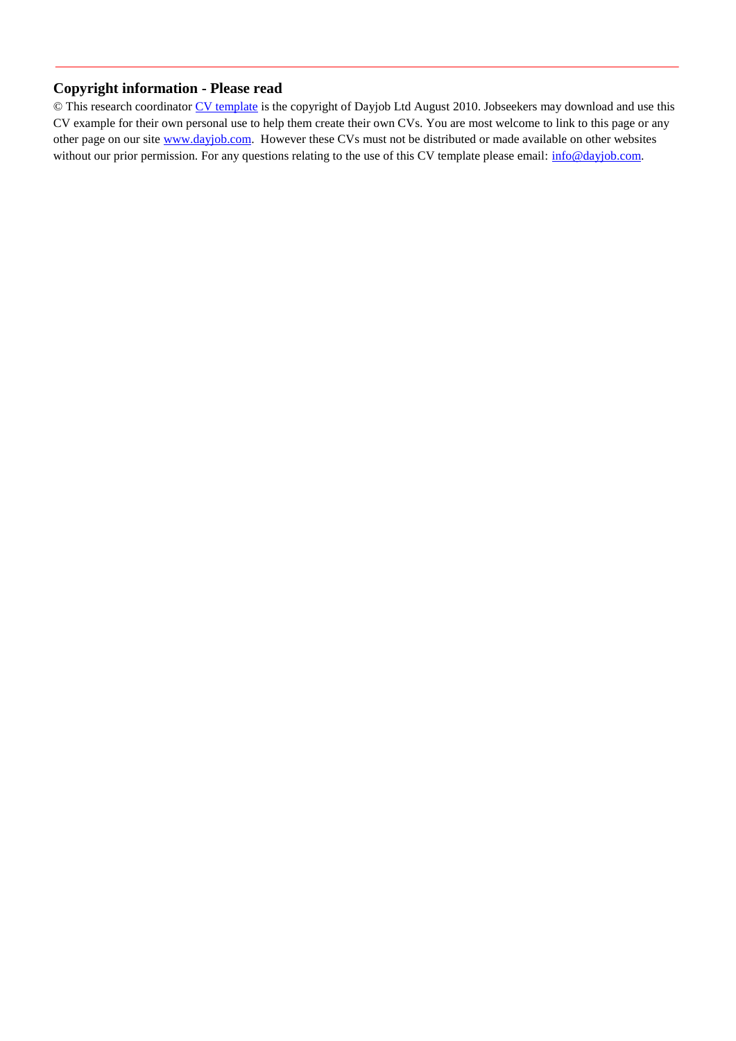## Copyright information - Please read

© This research coordinator CV template is the copyright of Dayjob Ltd August 2010. Jobseekers may download and use this CV example for their own personal use to help them create their own CVs. You are most welcome to link to this page or any other page on our site www.dayjob.com. However these CVs must not be distributed or made available on other websites without our prior permission. For any questions relating to the use of this CV template please email: info@dayjob.com.